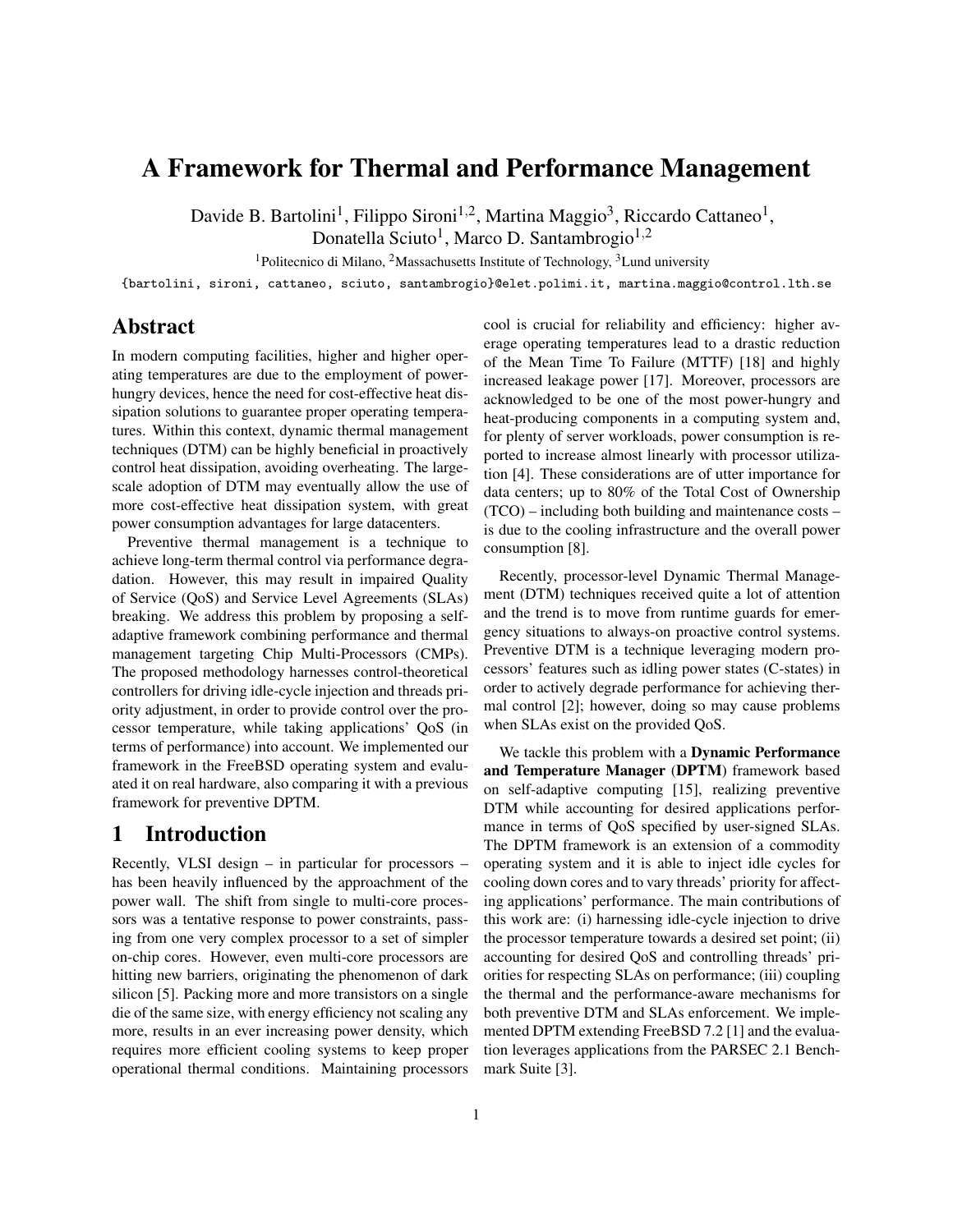# A Framework for Thermal and Performance Management

Davide B. Bartolini[1], Filippo Sironi[1,2], Martina Maggio[3], Riccardo Cattaneo[1], Donatella Sciuto[1], Marco D. Santambrogio[1,2]

[1]Politecnico di Milano, [2]Massachusetts Institute of Technology, [3]Lund university

{bartolini, sironi, cattaneo, sciuto, santambrogio}@elet.polimi.it, martina.maggio@control.lth.se

## Abstract

In modern computing facilities, higher and higher operating temperatures are due to the employment of power-hungry devices, hence the need for cost-effective heat dissipation solutions to guarantee proper operating temperatures. Within this context, dynamic thermal management techniques (DTM) can be highly beneficial in proactively control heat dissipation, avoiding overheating. The large-scale adoption of DTM may eventually allow the use of more cost-effective heat dissipation system, with great power consumption advantages for large datacenters.

Preventive thermal management is a technique to achieve long-term thermal control via performance degradation. However, this may result in impaired Quality of Service (QoS) and Service Level Agreements (SLAs) breaking. We address this problem by proposing a self-adaptive framework combining performance and thermal management targeting Chip Multi-Processors (CMPs). The proposed methodology harnesses control-theoretical controllers for driving idle-cycle injection and threads priority adjustment, in order to provide control over the processor temperature, while taking applications' QoS (in terms of performance) into account. We implemented our framework in the FreeBSD operating system and evaluated it on real hardware, also comparing it with a previous framework for preventive DPTM.

## 1 Introduction

Recently, VLSI design – in particular for processors – has been heavily influenced by the approachment of the power wall. The shift from single to multi-core processors was a tentative response to power constraints, passing from one very complex processor to a set of simpler on-chip cores. However, even multi-core processors are hitting new barriers, originating the phenomenon of dark silicon [5]. Packing more and more transistors on a single die of the same size, with energy efficiency not scaling any more, results in an ever increasing power density, which requires more efficient cooling systems to keep proper operational thermal conditions. Maintaining processors cool is crucial for reliability and efficiency: higher average operating temperatures lead to a drastic reduction of the Mean Time To Failure (MTTF) [18] and highly increased leakage power [17]. Moreover, processors are acknowledged to be one of the most power-hungry and heat-producing components in a computing system and, for plenty of server workloads, power consumption is reported to increase almost linearly with processor utilization [4]. These considerations are of utter importance for data centers; up to 80% of the Total Cost of Ownership (TCO) – including both building and maintenance costs – is due to the cooling infrastructure and the overall power consumption [8].

Recently, processor-level Dynamic Thermal Management (DTM) techniques received quite a lot of attention and the trend is to move from runtime guards for emergency situations to always-on proactive control systems. Preventive DTM is a technique leveraging modern processors' features such as idling power states (C-states) in order to actively degrade performance for achieving thermal control [2]; however, doing so may cause problems when SLAs exist on the provided QoS.

We tackle this problem with a **Dynamic Performance and Temperature Manager** (**DPTM**) framework based on self-adaptive computing [15], realizing preventive DTM while accounting for desired applications performance in terms of QoS specified by user-signed SLAs. The DPTM framework is an extension of a commodity operating system and it is able to inject idle cycles for cooling down cores and to vary threads' priority for affecting applications' performance. The main contributions of this work are: (i) harnessing idle-cycle injection to drive the processor temperature towards a desired set point; (ii) accounting for desired QoS and controlling threads' priorities for respecting SLAs on performance; (iii) coupling the thermal and the performance-aware mechanisms for both preventive DTM and SLAs enforcement. We implemented DPTM extending FreeBSD 7.2 [1] and the evaluation leverages applications from the PARSEC 2.1 Benchmark Suite [3].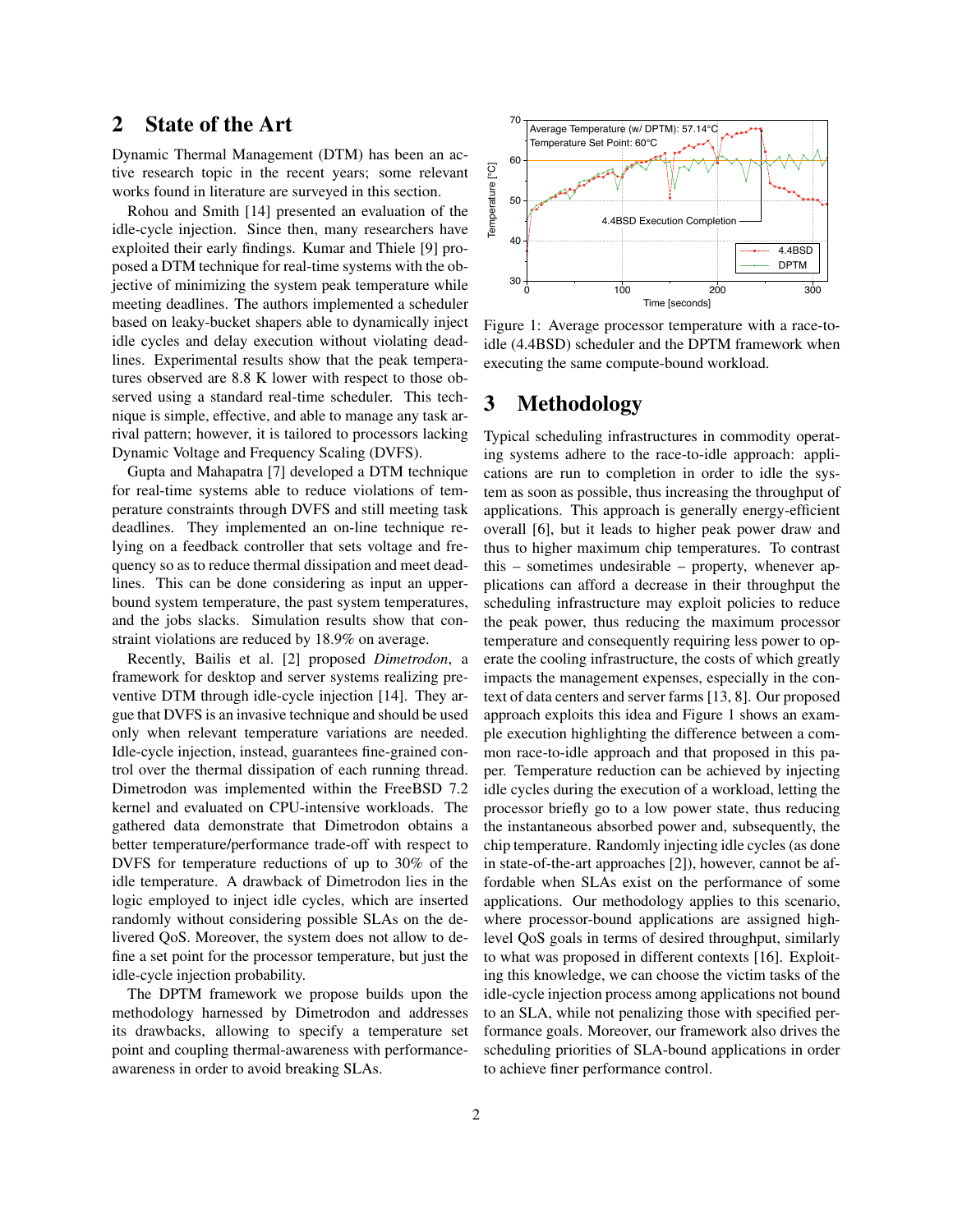## 2 State of the Art

Dynamic Thermal Management (DTM) has been an active research topic in the recent years; some relevant works found in literature are surveyed in this section.

Rohou and Smith [14] presented an evaluation of the idle-cycle injection. Since then, many researchers have exploited their early findings. Kumar and Thiele [9] proposed a DTM technique for real-time systems with the objective of minimizing the system peak temperature while meeting deadlines. The authors implemented a scheduler based on leaky-bucket shapers able to dynamically inject idle cycles and delay execution without violating deadlines. Experimental results show that the peak temperatures observed are 8.8 K lower with respect to those observed using a standard real-time scheduler. This technique is simple, effective, and able to manage any task arrival pattern; however, it is tailored to processors lacking Dynamic Voltage and Frequency Scaling (DVFS).

Gupta and Mahapatra [7] developed a DTM technique for real-time systems able to reduce violations of temperature constraints through DVFS and still meeting task deadlines. They implemented an on-line technique relying on a feedback controller that sets voltage and frequency so as to reduce thermal dissipation and meet deadlines. This can be done considering as input an upper-bound system temperature, the past system temperatures, and the jobs slacks. Simulation results show that constraint violations are reduced by 18.9% on average.

Recently, Bailis et al. [2] proposed *Dimetrodon*, a framework for desktop and server systems realizing preventive DTM through idle-cycle injection [14]. They argue that DVFS is an invasive technique and should be used only when relevant temperature variations are needed. Idle-cycle injection, instead, guarantees fine-grained control over the thermal dissipation of each running thread. Dimetrodon was implemented within the FreeBSD 7.2 kernel and evaluated on CPU-intensive workloads. The gathered data demonstrate that Dimetrodon obtains a better temperature/performance trade-off with respect to DVFS for temperature reductions of up to 30% of the idle temperature. A drawback of Dimetrodon lies in the logic employed to inject idle cycles, which are inserted randomly without considering possible SLAs on the delivered QoS. Moreover, the system does not allow to define a set point for the processor temperature, but just the idle-cycle injection probability.

The DPTM framework we propose builds upon the methodology harnessed by Dimetrodon and addresses its drawbacks, allowing to specify a temperature set point and coupling thermal-awareness with performance-awareness in order to avoid breaking SLAs.

Figure 1: Average processor temperature with a race-to-idle (4.4BSD) scheduler and the DPTM framework when executing the same compute-bound workload.

## 3 Methodology

Typical scheduling infrastructures in commodity operating systems adhere to the race-to-idle approach: applications are run to completion in order to idle the system as soon as possible, thus increasing the throughput of applications. This approach is generally energy-efficient overall [6], but it leads to higher peak power draw and thus to higher maximum chip temperatures. To contrast this – sometimes undesirable – property, whenever applications can afford a decrease in their throughput the scheduling infrastructure may exploit policies to reduce the peak power, thus reducing the maximum processor temperature and consequently requiring less power to operate the cooling infrastructure, the costs of which greatly impacts the management expenses, especially in the context of data centers and server farms [13, 8]. Our proposed approach exploits this idea and Figure 1 shows an example execution highlighting the difference between a common race-to-idle approach and that proposed in this paper. Temperature reduction can be achieved by injecting idle cycles during the execution of a workload, letting the processor briefly go to a low power state, thus reducing the instantaneous absorbed power and, subsequently, the chip temperature. Randomly injecting idle cycles (as done in state-of-the-art approaches [2]), however, cannot be affordable when SLAs exist on the performance of some applications. Our methodology applies to this scenario, where processor-bound applications are assigned high-level QoS goals in terms of desired throughput, similarly to what was proposed in different contexts [16]. Exploiting this knowledge, we can choose the victim tasks of the idle-cycle injection process among applications not bound to an SLA, while not penalizing those with specified performance goals. Moreover, our framework also drives the scheduling priorities of SLA-bound applications in order to achieve finer performance control.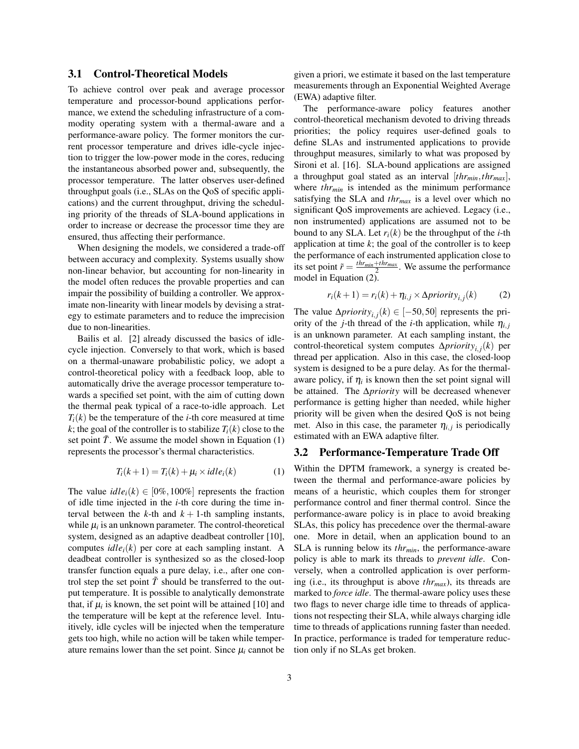### 3.1 Control-Theoretical Models

To achieve control over peak and average processor temperature and processor-bound applications performance, we extend the scheduling infrastructure of a commodity operating system with a thermal-aware and a performance-aware policy. The former monitors the current processor temperature and drives idle-cycle injection to trigger the low-power mode in the cores, reducing the instantaneous absorbed power and, subsequently, the processor temperature. The latter observes user-defined throughput goals (i.e., SLAs on the QoS of specific applications) and the current throughput, driving the scheduling priority of the threads of SLA-bound applications in order to increase or decrease the processor time they are ensured, thus affecting their performance.

When designing the models, we considered a trade-off between accuracy and complexity. Systems usually show non-linear behavior, but accounting for non-linearity in the model often reduces the provable properties and can impair the possibility of building a controller. We approximate non-linearity with linear models by devising a strategy to estimate parameters and to reduce the imprecision due to non-linearities.

Bailis et al. [2] already discussed the basics of idle-cycle injection. Conversely to that work, which is based on a thermal-unaware probabilistic policy, we adopt a control-theoretical policy with a feedback loop, able to automatically drive the average processor temperature towards a specified set point, with the aim of cutting down the thermal peak typical of a race-to-idle approach. Let $T_i(k)$ be the temperature of the $i$-th core measured at time $k$; the goal of the controller is to stabilize $T_i(k)$ close to the set point $\tilde{T}$. We assume the model shown in Equation (1) represents the processor's thermal characteristics.

$$T_i(k+1) = T_i(k) + \mu_i \times idle_i(k) \qquad (1)$$

The value $idle_i(k) \in [0\%, 100\%]$ represents the fraction of idle time injected in the $i$-th core during the time interval between the $k$-th and $k+1$-th sampling instants, while $\mu_i$ is an unknown parameter. The control-theoretical system, designed as an adaptive deadbeat controller [10], computes $idle_i(k)$ per core at each sampling instant. A deadbeat controller is synthesized so as the closed-loop transfer function equals a pure delay, i.e., after one control step the set point $\tilde{T}$ should be transferred to the output temperature. It is possible to analytically demonstrate that, if $\mu_i$ is known, the set point will be attained [10] and the temperature will be kept at the reference level. Intuitively, idle cycles will be injected when the temperature gets too high, while no action will be taken while temperature remains lower than the set point. Since $\mu_i$ cannot be given a priori, we estimate it based on the last temperature measurements through an Exponential Weighted Average (EWA) adaptive filter.

The performance-aware policy features another control-theoretical mechanism devoted to driving threads priorities; the policy requires user-defined goals to define SLAs and instrumented applications to provide throughput measures, similarly to what was proposed by Sironi et al. [16]. SLA-bound applications are assigned a throughput goal stated as an interval $[thr_{min}, thr_{max}]$, where $thr_{min}$ is intended as the minimum performance satisfying the SLA and $thr_{max}$ is a level over which no significant QoS improvements are achieved. Legacy (i.e., non instrumented) applications are assumed not to be bound to any SLA. Let $r_i(k)$ be the throughput of the $i$-th application at time $k$; the goal of the controller is to keep the performance of each instrumented application close to its set point $\tilde{r} = \frac{thr_{min}+thr_{max}}{2}$. We assume the performance model in Equation (2).

$$r_i(k+1) = r_i(k) + \eta_{i,j} \times \Delta priority_{i,j}(k) \qquad (2)$$

The value $\Delta priority_{i,j}(k) \in [-50, 50]$ represents the priority of the $j$-th thread of the $i$-th application, while $\eta_{i,j}$ is an unknown parameter. At each sampling instant, the control-theoretical system computes $\Delta priority_{i,j}(k)$ per thread per application. Also in this case, the closed-loop system is designed to be a pure delay. As for the thermal-aware policy, if $\eta_i$ is known then the set point signal will be attained. The $\Delta priority$ will be decreased whenever performance is getting higher than needed, while higher priority will be given when the desired QoS is not being met. Also in this case, the parameter $\eta_{i,j}$ is periodically estimated with an EWA adaptive filter.

### 3.2 Performance-Temperature Trade Off

Within the DPTM framework, a synergy is created between the thermal and performance-aware policies by means of a heuristic, which couples them for stronger performance control and finer thermal control. Since the performance-aware policy is in place to avoid breaking SLAs, this policy has precedence over the thermal-aware one. More in detail, when an application bound to an SLA is running below its $thr_{min}$, the performance-aware policy is able to mark its threads to *prevent idle*. Conversely, when a controlled application is over performing (i.e., its throughput is above $thr_{max}$), its threads are marked to *force idle*. The thermal-aware policy uses these two flags to never charge idle time to threads of applications not respecting their SLA, while always charging idle time to threads of applications running faster than needed. In practice, performance is traded for temperature reduction only if no SLAs get broken.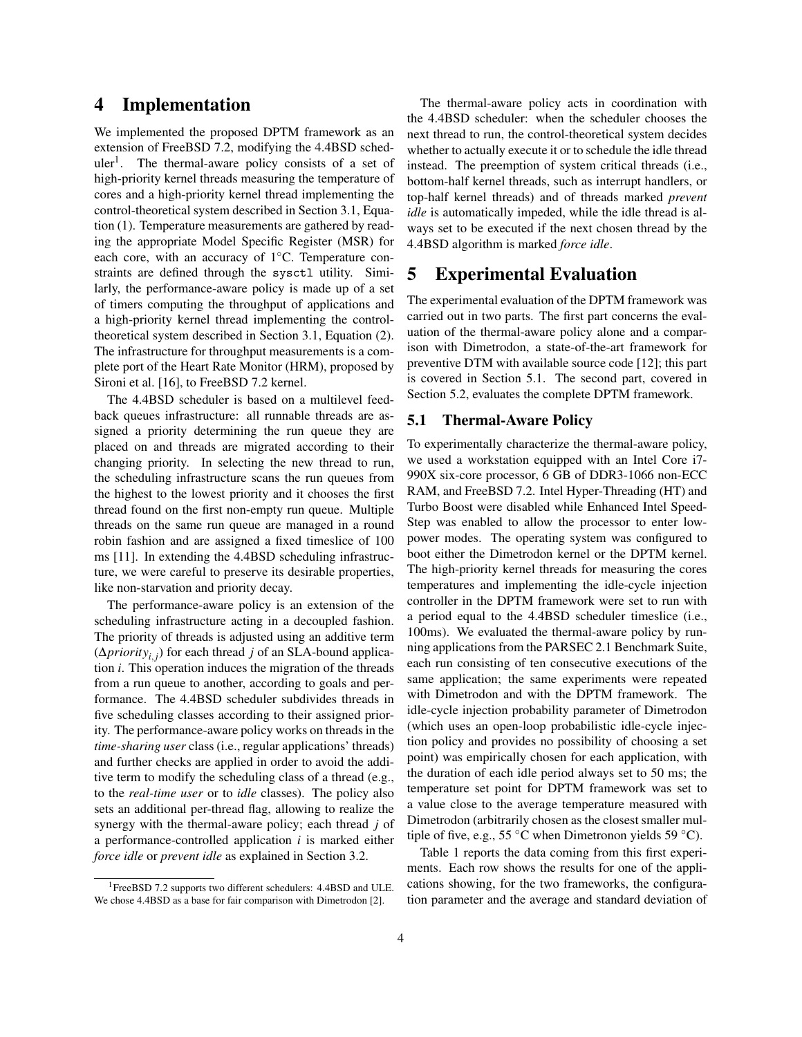# 4 Implementation

We implemented the proposed DPTM framework as an extension of FreeBSD 7.2, modifying the 4.4BSD scheduler[1]. The thermal-aware policy consists of a set of high-priority kernel threads measuring the temperature of cores and a high-priority kernel thread implementing the control-theoretical system described in Section 3.1, Equation (1). Temperature measurements are gathered by reading the appropriate Model Specific Register (MSR) for each core, with an accuracy of 1°C. Temperature constraints are defined through the `sysctl` utility. Similarly, the performance-aware policy is made up of a set of timers computing the throughput of applications and a high-priority kernel thread implementing the control-theoretical system described in Section 3.1, Equation (2). The infrastructure for throughput measurements is a complete port of the Heart Rate Monitor (HRM), proposed by Sironi et al. [16], to FreeBSD 7.2 kernel.

The 4.4BSD scheduler is based on a multilevel feedback queues infrastructure: all runnable threads are assigned a priority determining the run queue they are placed on and threads are migrated according to their changing priority. In selecting the new thread to run, the scheduling infrastructure scans the run queues from the highest to the lowest priority and it chooses the first thread found on the first non-empty run queue. Multiple threads on the same run queue are managed in a round robin fashion and are assigned a fixed timeslice of 100 ms [11]. In extending the 4.4BSD scheduling infrastructure, we were careful to preserve its desirable properties, like non-starvation and priority decay.

The performance-aware policy is an extension of the scheduling infrastructure acting in a decoupled fashion. The priority of threads is adjusted using an additive term ($\Delta priority_{i,j}$) for each thread $j$ of an SLA-bound application $i$. This operation induces the migration of the threads from a run queue to another, according to goals and performance. The 4.4BSD scheduler subdivides threads in five scheduling classes according to their assigned priority. The performance-aware policy works on threads in the *time-sharing user* class (i.e., regular applications' threads) and further checks are applied in order to avoid the additive term to modify the scheduling class of a thread (e.g., to the *real-time user* or to *idle* classes). The policy also sets an additional per-thread flag, allowing to realize the synergy with the thermal-aware policy; each thread $j$ of a performance-controlled application $i$ is marked either *force idle* or *prevent idle* as explained in Section 3.2.

The thermal-aware policy acts in coordination with the 4.4BSD scheduler: when the scheduler chooses the next thread to run, the control-theoretical system decides whether to actually execute it or to schedule the idle thread instead. The preemption of system critical threads (i.e., bottom-half kernel threads, such as interrupt handlers, or top-half kernel threads) and of threads marked *prevent idle* is automatically impeded, while the idle thread is always set to be executed if the next chosen thread by the 4.4BSD algorithm is marked *force idle*.

# 5 Experimental Evaluation

The experimental evaluation of the DPTM framework was carried out in two parts. The first part concerns the evaluation of the thermal-aware policy alone and a comparison with Dimetrodon, a state-of-the-art framework for preventive DTM with available source code [12]; this part is covered in Section 5.1. The second part, covered in Section 5.2, evaluates the complete DPTM framework.

## 5.1 Thermal-Aware Policy

To experimentally characterize the thermal-aware policy, we used a workstation equipped with an Intel Core i7-990X six-core processor, 6 GB of DDR3-1066 non-ECC RAM, and FreeBSD 7.2. Intel Hyper-Threading (HT) and Turbo Boost were disabled while Enhanced Intel SpeedStep was enabled to allow the processor to enter low-power modes. The operating system was configured to boot either the Dimetrodon kernel or the DPTM kernel. The high-priority kernel threads for measuring the cores temperatures and implementing the idle-cycle injection controller in the DPTM framework were set to run with a period equal to the 4.4BSD scheduler timeslice (i.e., 100ms). We evaluated the thermal-aware policy by running applications from the PARSEC 2.1 Benchmark Suite, each run consisting of ten consecutive executions of the same application; the same experiments were repeated with Dimetrodon and with the DPTM framework. The idle-cycle injection probability parameter of Dimetrodon (which uses an open-loop probabilistic idle-cycle injection policy and provides no possibility of choosing a set point) was empirically chosen for each application, with the duration of each idle period always set to 50 ms; the temperature set point for DPTM framework was set to a value close to the average temperature measured with Dimetrodon (arbitrarily chosen as the closest smaller multiple of five, e.g., 55 °C when Dimetronon yields 59 °C).

Table 1 reports the data coming from this first experiments. Each row shows the results for one of the applications showing, for the two frameworks, the configuration parameter and the average and standard deviation of

[1] FreeBSD 7.2 supports two different schedulers: 4.4BSD and ULE. We chose 4.4BSD as a base for fair comparison with Dimetrodon [2].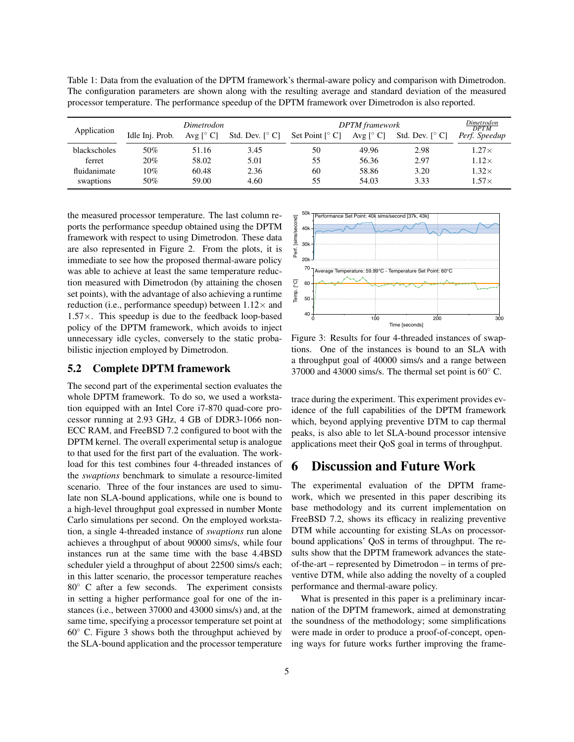Table 1: Data from the evaluation of the DPTM framework's thermal-aware policy and comparison with Dimetrodon. The configuration parameters are shown along with the resulting average and standard deviation of the measured processor temperature. The performance speedup of the DPTM framework over Dimetrodon is also reported.

| Application | *Dimetrodon* | | | *DPTM framework* | | | $\frac{Dimetrodon}{DPTM}$ |
|---|---|---|---|---|---|---|---|
| | Idle Inj. Prob. | Avg [° C] | Std. Dev. [° C] | Set Point [° C] | Avg [° C] | Std. Dev. [° C] | *Perf. Speedup* |
| blackscholes | 50% | 51.16 | 3.45 | 50 | 49.96 | 2.98 | 1.27× |
| ferret | 20% | 58.02 | 5.01 | 55 | 56.36 | 2.97 | 1.12× |
| fluidanimate | 10% | 60.48 | 2.36 | 60 | 58.86 | 3.20 | 1.32× |
| swaptions | 50% | 59.00 | 4.60 | 55 | 54.03 | 3.33 | 1.57× |

the measured processor temperature. The last column reports the performance speedup obtained using the DPTM framework with respect to using Dimetrodon. These data are also represented in Figure 2. From the plots, it is immediate to see how the proposed thermal-aware policy was able to achieve at least the same temperature reduction measured with Dimetrodon (by attaining the chosen set points), with the advantage of also achieving a runtime reduction (i.e., performance speedup) between 1.12× and 1.57×. This speedup is due to the feedback loop-based policy of the DPTM framework, which avoids to inject unnecessary idle cycles, conversely to the static probabilistic injection employed by Dimetrodon.

## 5.2 Complete DPTM framework

The second part of the experimental section evaluates the whole DPTM framework. To do so, we used a workstation equipped with an Intel Core i7-870 quad-core processor running at 2.93 GHz, 4 GB of DDR3-1066 non-ECC RAM, and FreeBSD 7.2 configured to boot with the DPTM kernel. The overall experimental setup is analogue to that used for the first part of the evaluation. The workload for this test combines four 4-threaded instances of the *swaptions* benchmark to simulate a resource-limited scenario. Three of the four instances are used to simulate non SLA-bound applications, while one is bound to a high-level throughput goal expressed in number Monte Carlo simulations per second. On the employed workstation, a single 4-threaded instance of *swaptions* run alone achieves a throughput of about 90000 sims/s, while four instances run at the same time with the base 4.4BSD scheduler yield a throughput of about 22500 sims/s each; in this latter scenario, the processor temperature reaches 80° C after a few seconds. The experiment consists in setting a higher performance goal for one of the instances (i.e., between 37000 and 43000 sims/s) and, at the same time, specifying a processor temperature set point at 60° C. Figure 3 shows both the throughput achieved by the SLA-bound application and the processor temperature trace during the experiment. This experiment provides evidence of the full capabilities of the DPTM framework which, beyond applying preventive DTM to cap thermal peaks, is also able to let SLA-bound processor intensive applications meet their QoS goal in terms of throughput.

Figure 3: Results for four 4-threaded instances of swaptions. One of the instances is bound to an SLA with a throughput goal of 40000 sims/s and a range between 37000 and 43000 sims/s. The thermal set point is 60° C.

# 6 Discussion and Future Work

The experimental evaluation of the DPTM framework, which we presented in this paper describing its base methodology and its current implementation on FreeBSD 7.2, shows its efficacy in realizing preventive DTM while accounting for existing SLAs on processor-bound applications' QoS in terms of throughput. The results show that the DPTM framework advances the state-of-the-art – represented by Dimetrodon – in terms of preventive DTM, while also adding the novelty of a coupled performance and thermal-aware policy.

What is presented in this paper is a preliminary incarnation of the DPTM framework, aimed at demonstrating the soundness of the methodology; some simplifications were made in order to produce a proof-of-concept, opening ways for future works further improving the frame-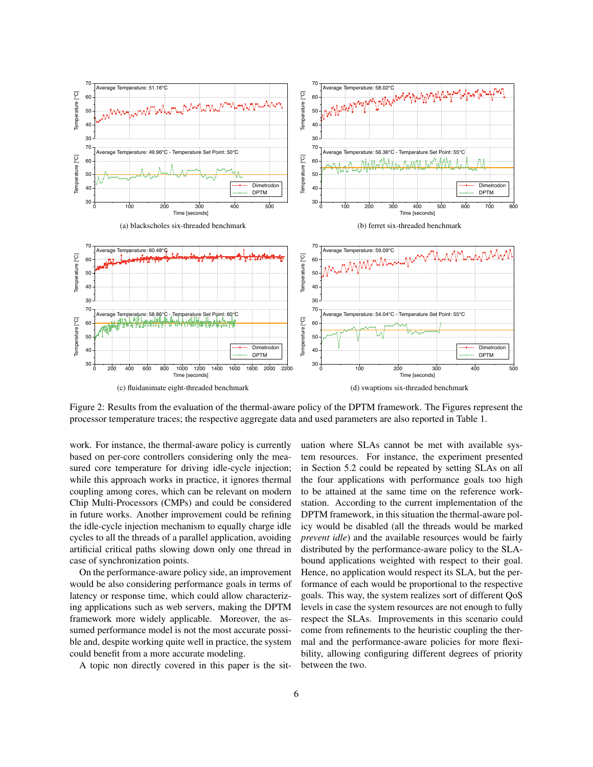(a) blackscholes six-threaded benchmark

(b) ferret six-threaded benchmark

(c) fluidanimate eight-threaded benchmark

(d) swaptions six-threaded benchmark

Figure 2: Results from the evaluation of the thermal-aware policy of the DPTM framework. The Figures represent the processor temperature traces; the respective aggregate data and used parameters are also reported in Table 1.

work. For instance, the thermal-aware policy is currently based on per-core controllers considering only the measured core temperature for driving idle-cycle injection; while this approach works in practice, it ignores thermal coupling among cores, which can be relevant on modern Chip Multi-Processors (CMPs) and could be considered in future works. Another improvement could be refining the idle-cycle injection mechanism to equally charge idle cycles to all the threads of a parallel application, avoiding artificial critical paths slowing down only one thread in case of synchronization points.

On the performance-aware policy side, an improvement would be also considering performance goals in terms of latency or response time, which could allow characterizing applications such as web servers, making the DPTM framework more widely applicable. Moreover, the assumed performance model is not the most accurate possible and, despite working quite well in practice, the system could benefit from a more accurate modeling.

A topic non directly covered in this paper is the situation where SLAs cannot be met with available system resources. For instance, the experiment presented in Section 5.2 could be repeated by setting SLAs on all the four applications with performance goals too high to be attained at the same time on the reference workstation. According to the current implementation of the DPTM framework, in this situation the thermal-aware policy would be disabled (all the threads would be marked *prevent idle*) and the available resources would be fairly distributed by the performance-aware policy to the SLA-bound applications weighted with respect to their goal. Hence, no application would respect its SLA, but the performance of each would be proportional to the respective goals. This way, the system realizes sort of different QoS levels in case the system resources are not enough to fully respect the SLAs. Improvements in this scenario could come from refinements to the heuristic coupling the thermal and the performance-aware policies for more flexibility, allowing configuring different degrees of priority between the two.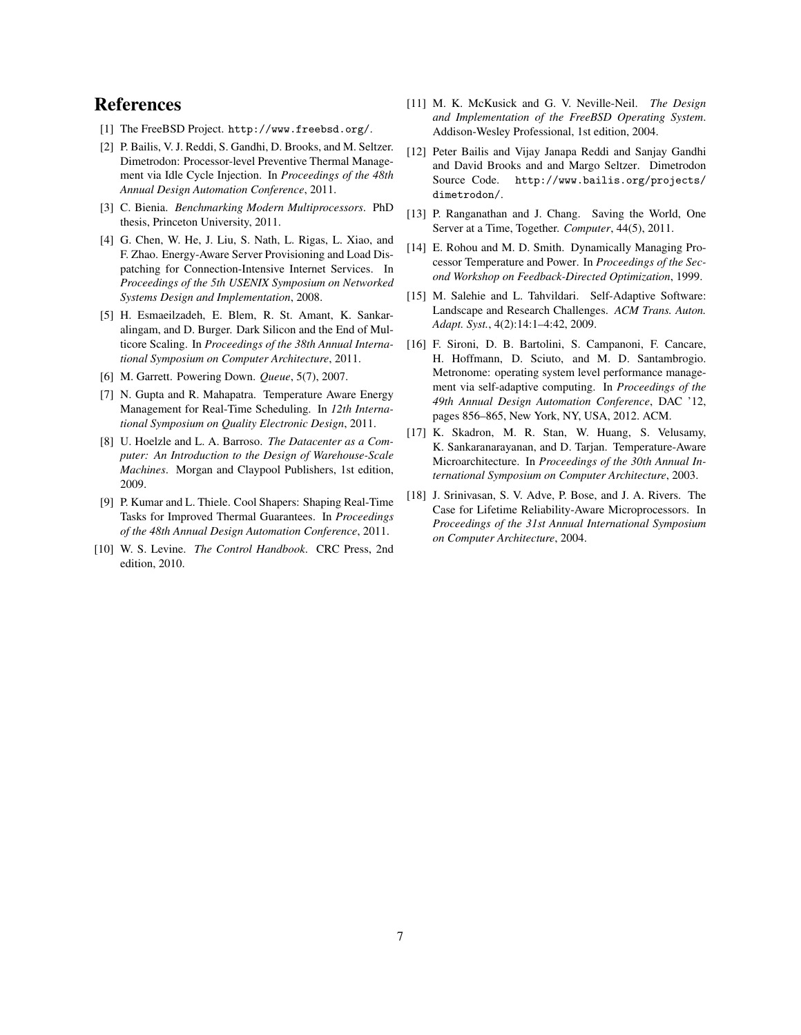## References

[1] The FreeBSD Project. http://www.freebsd.org/.

[2] P. Bailis, V. J. Reddi, S. Gandhi, D. Brooks, and M. Seltzer. Dimetrodon: Processor-level Preventive Thermal Management via Idle Cycle Injection. In *Proceedings of the 48th Annual Design Automation Conference*, 2011.

[3] C. Bienia. *Benchmarking Modern Multiprocessors*. PhD thesis, Princeton University, 2011.

[4] G. Chen, W. He, J. Liu, S. Nath, L. Rigas, L. Xiao, and F. Zhao. Energy-Aware Server Provisioning and Load Dispatching for Connection-Intensive Internet Services. In *Proceedings of the 5th USENIX Symposium on Networked Systems Design and Implementation*, 2008.

[5] H. Esmaeilzadeh, E. Blem, R. St. Amant, K. Sankaralingam, and D. Burger. Dark Silicon and the End of Multicore Scaling. In *Proceedings of the 38th Annual International Symposium on Computer Architecture*, 2011.

[6] M. Garrett. Powering Down. *Queue*, 5(7), 2007.

[7] N. Gupta and R. Mahapatra. Temperature Aware Energy Management for Real-Time Scheduling. In *12th International Symposium on Quality Electronic Design*, 2011.

[8] U. Hoelzle and L. A. Barroso. *The Datacenter as a Computer: An Introduction to the Design of Warehouse-Scale Machines*. Morgan and Claypool Publishers, 1st edition, 2009.

[9] P. Kumar and L. Thiele. Cool Shapers: Shaping Real-Time Tasks for Improved Thermal Guarantees. In *Proceedings of the 48th Annual Design Automation Conference*, 2011.

[10] W. S. Levine. *The Control Handbook*. CRC Press, 2nd edition, 2010.

[11] M. K. McKusick and G. V. Neville-Neil. *The Design and Implementation of the FreeBSD Operating System*. Addison-Wesley Professional, 1st edition, 2004.

[12] Peter Bailis and Vijay Janapa Reddi and Sanjay Gandhi and David Brooks and and Margo Seltzer. Dimetrodon Source Code. http://www.bailis.org/projects/dimetrodon/.

[13] P. Ranganathan and J. Chang. Saving the World, One Server at a Time, Together. *Computer*, 44(5), 2011.

[14] E. Rohou and M. D. Smith. Dynamically Managing Processor Temperature and Power. In *Proceedings of the Second Workshop on Feedback-Directed Optimization*, 1999.

[15] M. Salehie and L. Tahvildari. Self-Adaptive Software: Landscape and Research Challenges. *ACM Trans. Auton. Adapt. Syst.*, 4(2):14:1–4:42, 2009.

[16] F. Sironi, D. B. Bartolini, S. Campanoni, F. Cancare, H. Hoffmann, D. Sciuto, and M. D. Santambrogio. Metronome: operating system level performance management via self-adaptive computing. In *Proceedings of the 49th Annual Design Automation Conference*, DAC '12, pages 856–865, New York, NY, USA, 2012. ACM.

[17] K. Skadron, M. R. Stan, W. Huang, S. Velusamy, K. Sankaranarayanan, and D. Tarjan. Temperature-Aware Microarchitecture. In *Proceedings of the 30th Annual International Symposium on Computer Architecture*, 2003.

[18] J. Srinivasan, S. V. Adve, P. Bose, and J. A. Rivers. The Case for Lifetime Reliability-Aware Microprocessors. In *Proceedings of the 31st Annual International Symposium on Computer Architecture*, 2004.